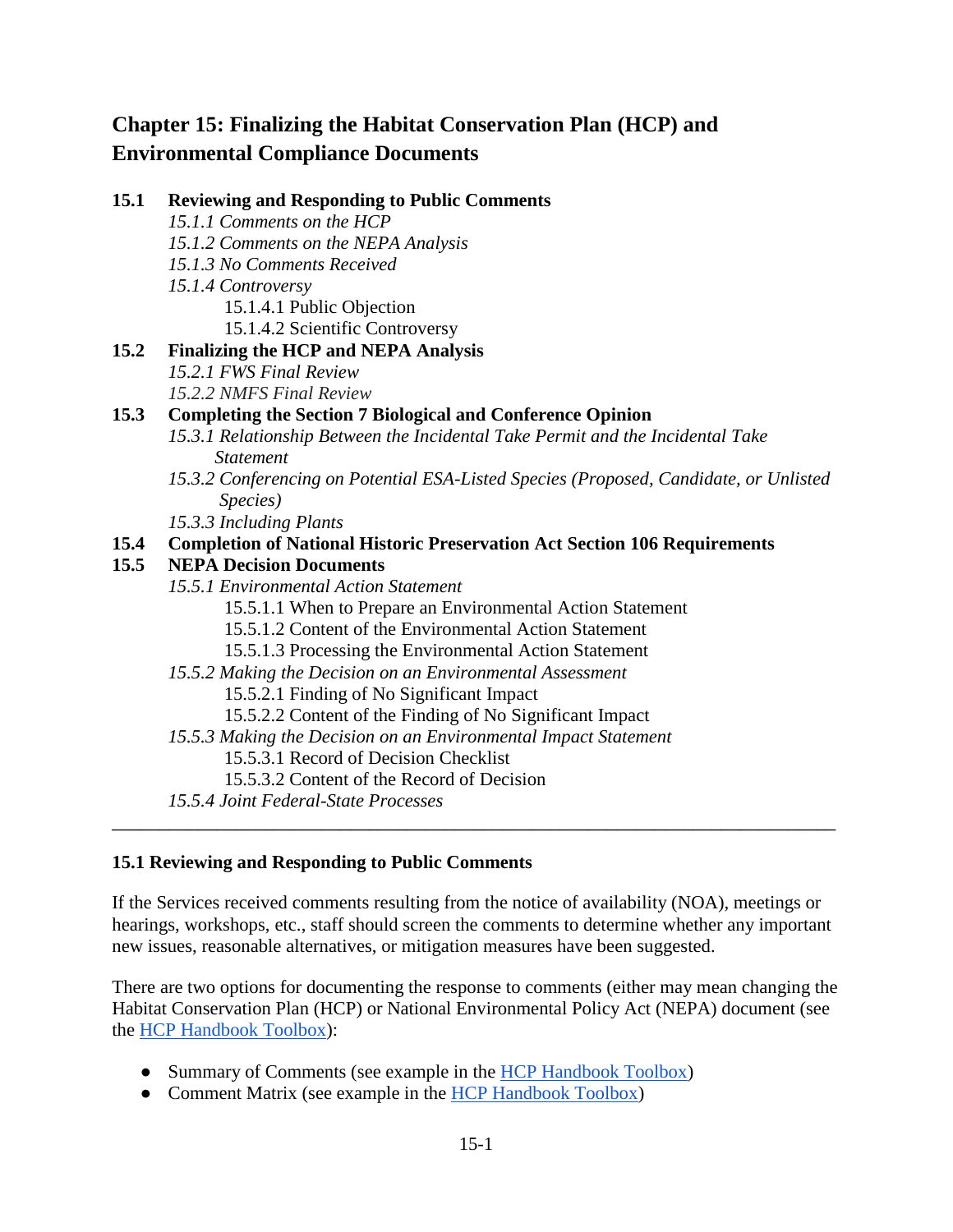# Chapter 15: Finalizing the Habitat Conservation Plan (HCP) and Environmental Compliance Documents

**15.1 Reviewing and Responding to Public Comments**
- *15.1.1 Comments on the HCP*
- *15.1.2 Comments on the NEPA Analysis*
- *15.1.3 No Comments Received*
- *15.1.4 Controversy*
  - 15.1.4.1 Public Objection
  - 15.1.4.2 Scientific Controversy

**15.2 Finalizing the HCP and NEPA Analysis**
- *15.2.1 FWS Final Review*
- *15.2.2 NMFS Final Review*

**15.3 Completing the Section 7 Biological and Conference Opinion**
- *15.3.1 Relationship Between the Incidental Take Permit and the Incidental Take Statement*
- *15.3.2 Conferencing on Potential ESA-Listed Species (Proposed, Candidate, or Unlisted Species)*
- *15.3.3 Including Plants*

**15.4 Completion of National Historic Preservation Act Section 106 Requirements**

**15.5 NEPA Decision Documents**
- *15.5.1 Environmental Action Statement*
  - 15.5.1.1 When to Prepare an Environmental Action Statement
  - 15.5.1.2 Content of the Environmental Action Statement
  - 15.5.1.3 Processing the Environmental Action Statement
- *15.5.2 Making the Decision on an Environmental Assessment*
  - 15.5.2.1 Finding of No Significant Impact
  - 15.5.2.2 Content of the Finding of No Significant Impact
- *15.5.3 Making the Decision on an Environmental Impact Statement*
  - 15.5.3.1 Record of Decision Checklist
  - 15.5.3.2 Content of the Record of Decision
- *15.5.4 Joint Federal-State Processes*

---

## 15.1 Reviewing and Responding to Public Comments

If the Services received comments resulting from the notice of availability (NOA), meetings or hearings, workshops, etc., staff should screen the comments to determine whether any important new issues, reasonable alternatives, or mitigation measures have been suggested.

There are two options for documenting the response to comments (either may mean changing the Habitat Conservation Plan (HCP) or National Environmental Policy Act (NEPA) document (see the HCP Handbook Toolbox):

- Summary of Comments (see example in the HCP Handbook Toolbox)
- Comment Matrix (see example in the HCP Handbook Toolbox)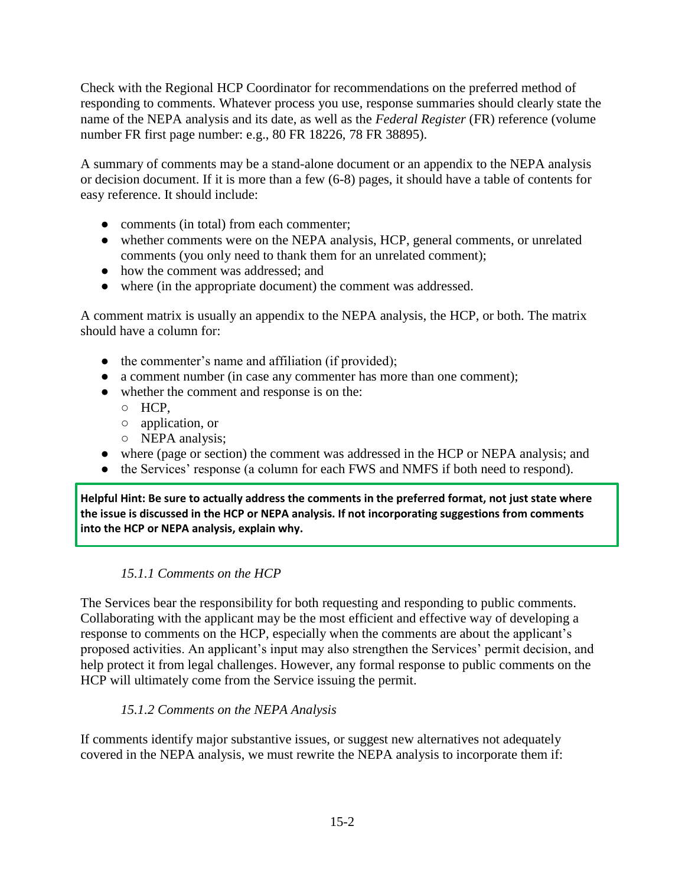Check with the Regional HCP Coordinator for recommendations on the preferred method of responding to comments. Whatever process you use, response summaries should clearly state the name of the NEPA analysis and its date, as well as the *Federal Register* (FR) reference (volume number FR first page number: e.g., 80 FR 18226, 78 FR 38895).

A summary of comments may be a stand-alone document or an appendix to the NEPA analysis or decision document. If it is more than a few (6-8) pages, it should have a table of contents for easy reference. It should include:

- comments (in total) from each commenter;
- whether comments were on the NEPA analysis, HCP, general comments, or unrelated comments (you only need to thank them for an unrelated comment);
- how the comment was addressed; and
- where (in the appropriate document) the comment was addressed.

A comment matrix is usually an appendix to the NEPA analysis, the HCP, or both. The matrix should have a column for:

- the commenter's name and affiliation (if provided);
- a comment number (in case any commenter has more than one comment);
- whether the comment and response is on the:
  - HCP,
  - application, or
  - NEPA analysis;
- where (page or section) the comment was addressed in the HCP or NEPA analysis; and
- the Services' response (a column for each FWS and NMFS if both need to respond).

**Helpful Hint: Be sure to actually address the comments in the preferred format, not just state where the issue is discussed in the HCP or NEPA analysis. If not incorporating suggestions from comments into the HCP or NEPA analysis, explain why.**

### *15.1.1 Comments on the HCP*

The Services bear the responsibility for both requesting and responding to public comments. Collaborating with the applicant may be the most efficient and effective way of developing a response to comments on the HCP, especially when the comments are about the applicant's proposed activities. An applicant's input may also strengthen the Services' permit decision, and help protect it from legal challenges. However, any formal response to public comments on the HCP will ultimately come from the Service issuing the permit.

### *15.1.2 Comments on the NEPA Analysis*

If comments identify major substantive issues, or suggest new alternatives not adequately covered in the NEPA analysis, we must rewrite the NEPA analysis to incorporate them if: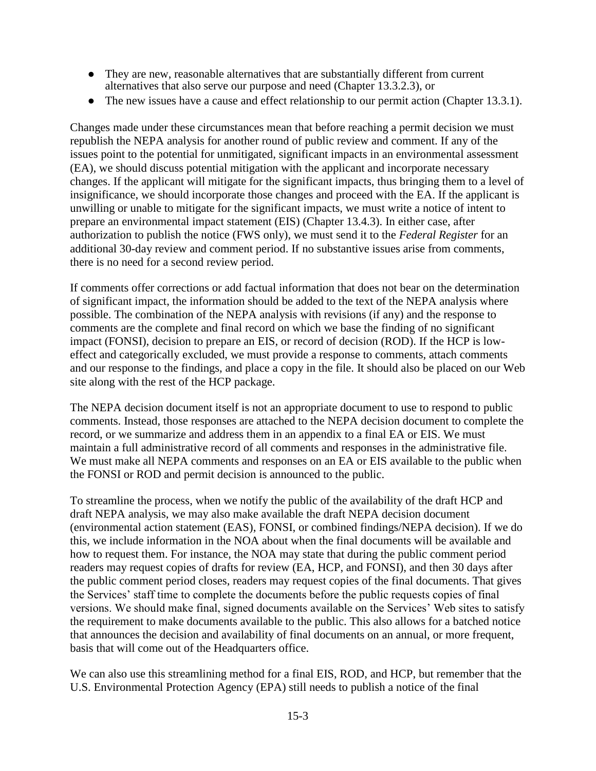- They are new, reasonable alternatives that are substantially different from current alternatives that also serve our purpose and need (Chapter 13.3.2.3), or
- The new issues have a cause and effect relationship to our permit action (Chapter 13.3.1).

Changes made under these circumstances mean that before reaching a permit decision we must republish the NEPA analysis for another round of public review and comment. If any of the issues point to the potential for unmitigated, significant impacts in an environmental assessment (EA), we should discuss potential mitigation with the applicant and incorporate necessary changes. If the applicant will mitigate for the significant impacts, thus bringing them to a level of insignificance, we should incorporate those changes and proceed with the EA. If the applicant is unwilling or unable to mitigate for the significant impacts, we must write a notice of intent to prepare an environmental impact statement (EIS) (Chapter 13.4.3). In either case, after authorization to publish the notice (FWS only), we must send it to the *Federal Register* for an additional 30-day review and comment period. If no substantive issues arise from comments, there is no need for a second review period.

If comments offer corrections or add factual information that does not bear on the determination of significant impact, the information should be added to the text of the NEPA analysis where possible. The combination of the NEPA analysis with revisions (if any) and the response to comments are the complete and final record on which we base the finding of no significant impact (FONSI), decision to prepare an EIS, or record of decision (ROD). If the HCP is low-effect and categorically excluded, we must provide a response to comments, attach comments and our response to the findings, and place a copy in the file. It should also be placed on our Web site along with the rest of the HCP package.

The NEPA decision document itself is not an appropriate document to use to respond to public comments. Instead, those responses are attached to the NEPA decision document to complete the record, or we summarize and address them in an appendix to a final EA or EIS. We must maintain a full administrative record of all comments and responses in the administrative file. We must make all NEPA comments and responses on an EA or EIS available to the public when the FONSI or ROD and permit decision is announced to the public.

To streamline the process, when we notify the public of the availability of the draft HCP and draft NEPA analysis, we may also make available the draft NEPA decision document (environmental action statement (EAS), FONSI, or combined findings/NEPA decision). If we do this, we include information in the NOA about when the final documents will be available and how to request them. For instance, the NOA may state that during the public comment period readers may request copies of drafts for review (EA, HCP, and FONSI), and then 30 days after the public comment period closes, readers may request copies of the final documents. That gives the Services' staff time to complete the documents before the public requests copies of final versions. We should make final, signed documents available on the Services' Web sites to satisfy the requirement to make documents available to the public. This also allows for a batched notice that announces the decision and availability of final documents on an annual, or more frequent, basis that will come out of the Headquarters office.

We can also use this streamlining method for a final EIS, ROD, and HCP, but remember that the U.S. Environmental Protection Agency (EPA) still needs to publish a notice of the final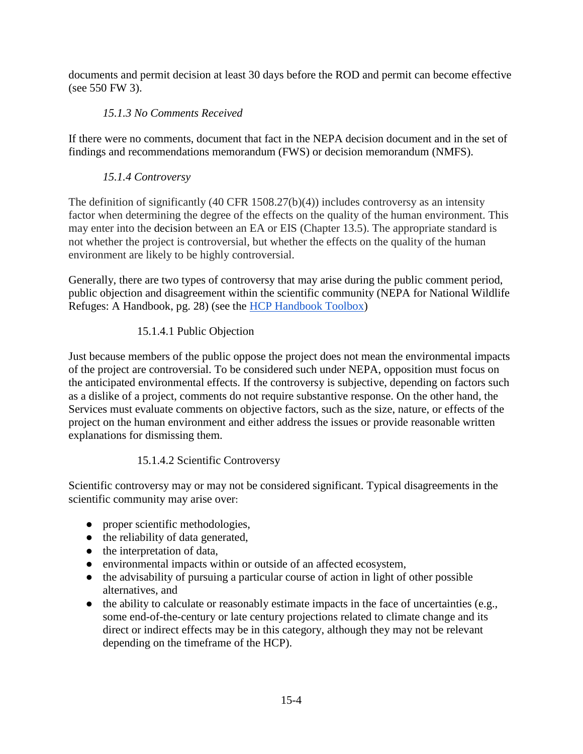documents and permit decision at least 30 days before the ROD and permit can become effective (see 550 FW 3).

### *15.1.3 No Comments Received*

If there were no comments, document that fact in the NEPA decision document and in the set of findings and recommendations memorandum (FWS) or decision memorandum (NMFS).

### *15.1.4 Controversy*

The definition of significantly (40 CFR 1508.27(b)(4)) includes controversy as an intensity factor when determining the degree of the effects on the quality of the human environment. This may enter into the decision between an EA or EIS (Chapter 13.5). The appropriate standard is not whether the project is controversial, but whether the effects on the quality of the human environment are likely to be highly controversial.

Generally, there are two types of controversy that may arise during the public comment period, public objection and disagreement within the scientific community (NEPA for National Wildlife Refuges: A Handbook, pg. 28) (see the HCP Handbook Toolbox)

#### 15.1.4.1 Public Objection

Just because members of the public oppose the project does not mean the environmental impacts of the project are controversial. To be considered such under NEPA, opposition must focus on the anticipated environmental effects. If the controversy is subjective, depending on factors such as a dislike of a project, comments do not require substantive response. On the other hand, the Services must evaluate comments on objective factors, such as the size, nature, or effects of the project on the human environment and either address the issues or provide reasonable written explanations for dismissing them.

#### 15.1.4.2 Scientific Controversy

Scientific controversy may or may not be considered significant. Typical disagreements in the scientific community may arise over:

- proper scientific methodologies,
- the reliability of data generated,
- the interpretation of data,
- environmental impacts within or outside of an affected ecosystem,
- the advisability of pursuing a particular course of action in light of other possible alternatives, and
- the ability to calculate or reasonably estimate impacts in the face of uncertainties (e.g., some end-of-the-century or late century projections related to climate change and its direct or indirect effects may be in this category, although they may not be relevant depending on the timeframe of the HCP).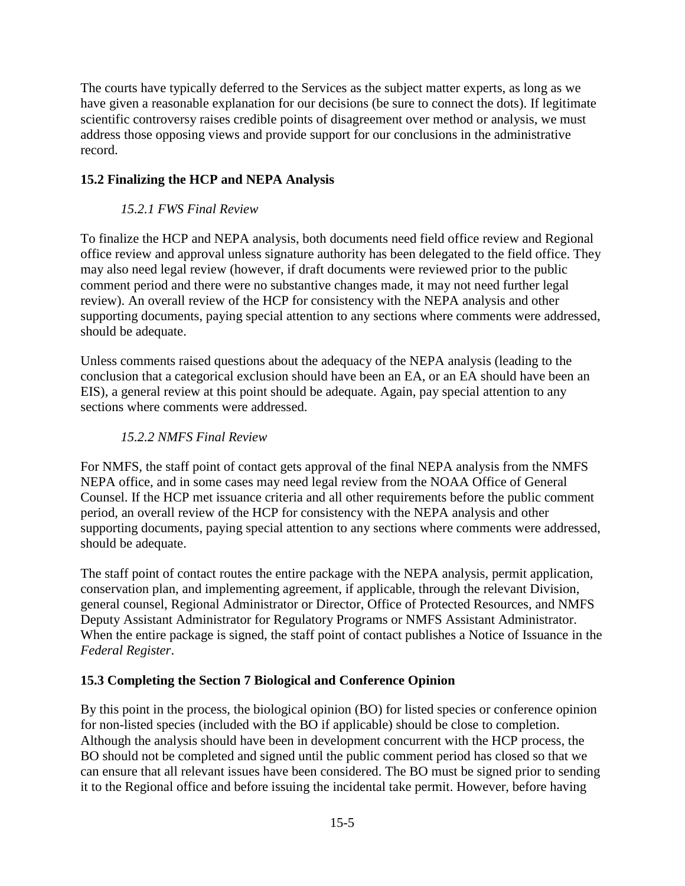The courts have typically deferred to the Services as the subject matter experts, as long as we have given a reasonable explanation for our decisions (be sure to connect the dots). If legitimate scientific controversy raises credible points of disagreement over method or analysis, we must address those opposing views and provide support for our conclusions in the administrative record.

## 15.2 Finalizing the HCP and NEPA Analysis

### *15.2.1 FWS Final Review*

To finalize the HCP and NEPA analysis, both documents need field office review and Regional office review and approval unless signature authority has been delegated to the field office. They may also need legal review (however, if draft documents were reviewed prior to the public comment period and there were no substantive changes made, it may not need further legal review). An overall review of the HCP for consistency with the NEPA analysis and other supporting documents, paying special attention to any sections where comments were addressed, should be adequate.

Unless comments raised questions about the adequacy of the NEPA analysis (leading to the conclusion that a categorical exclusion should have been an EA, or an EA should have been an EIS), a general review at this point should be adequate. Again, pay special attention to any sections where comments were addressed.

### *15.2.2 NMFS Final Review*

For NMFS, the staff point of contact gets approval of the final NEPA analysis from the NMFS NEPA office, and in some cases may need legal review from the NOAA Office of General Counsel. If the HCP met issuance criteria and all other requirements before the public comment period, an overall review of the HCP for consistency with the NEPA analysis and other supporting documents, paying special attention to any sections where comments were addressed, should be adequate.

The staff point of contact routes the entire package with the NEPA analysis, permit application, conservation plan, and implementing agreement, if applicable, through the relevant Division, general counsel, Regional Administrator or Director, Office of Protected Resources, and NMFS Deputy Assistant Administrator for Regulatory Programs or NMFS Assistant Administrator. When the entire package is signed, the staff point of contact publishes a Notice of Issuance in the *Federal Register*.

## 15.3 Completing the Section 7 Biological and Conference Opinion

By this point in the process, the biological opinion (BO) for listed species or conference opinion for non-listed species (included with the BO if applicable) should be close to completion. Although the analysis should have been in development concurrent with the HCP process, the BO should not be completed and signed until the public comment period has closed so that we can ensure that all relevant issues have been considered. The BO must be signed prior to sending it to the Regional office and before issuing the incidental take permit. However, before having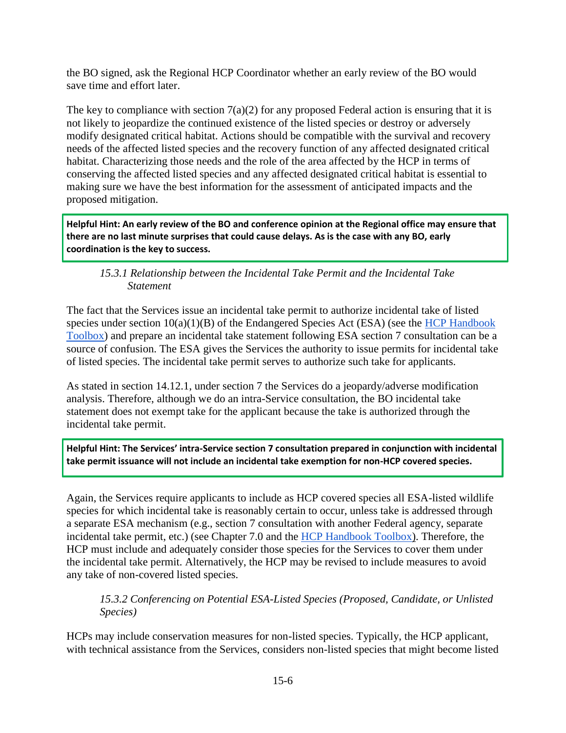the BO signed, ask the Regional HCP Coordinator whether an early review of the BO would save time and effort later.

The key to compliance with section 7(a)(2) for any proposed Federal action is ensuring that it is not likely to jeopardize the continued existence of the listed species or destroy or adversely modify designated critical habitat. Actions should be compatible with the survival and recovery needs of the affected listed species and the recovery function of any affected designated critical habitat. Characterizing those needs and the role of the area affected by the HCP in terms of conserving the affected listed species and any affected designated critical habitat is essential to making sure we have the best information for the assessment of anticipated impacts and the proposed mitigation.

> **Helpful Hint: An early review of the BO and conference opinion at the Regional office may ensure that there are no last minute surprises that could cause delays. As is the case with any BO, early coordination is the key to success.**

### *15.3.1 Relationship between the Incidental Take Permit and the Incidental Take Statement*

The fact that the Services issue an incidental take permit to authorize incidental take of listed species under section 10(a)(1)(B) of the Endangered Species Act (ESA) (see the HCP Handbook Toolbox) and prepare an incidental take statement following ESA section 7 consultation can be a source of confusion. The ESA gives the Services the authority to issue permits for incidental take of listed species. The incidental take permit serves to authorize such take for applicants.

As stated in section 14.12.1, under section 7 the Services do a jeopardy/adverse modification analysis. Therefore, although we do an intra-Service consultation, the BO incidental take statement does not exempt take for the applicant because the take is authorized through the incidental take permit.

> **Helpful Hint: The Services' intra-Service section 7 consultation prepared in conjunction with incidental take permit issuance will not include an incidental take exemption for non-HCP covered species.**

Again, the Services require applicants to include as HCP covered species all ESA-listed wildlife species for which incidental take is reasonably certain to occur, unless take is addressed through a separate ESA mechanism (e.g., section 7 consultation with another Federal agency, separate incidental take permit, etc.) (see Chapter 7.0 and the HCP Handbook Toolbox). Therefore, the HCP must include and adequately consider those species for the Services to cover them under the incidental take permit. Alternatively, the HCP may be revised to include measures to avoid any take of non-covered listed species.

### *15.3.2 Conferencing on Potential ESA-Listed Species (Proposed, Candidate, or Unlisted Species)*

HCPs may include conservation measures for non-listed species. Typically, the HCP applicant, with technical assistance from the Services, considers non-listed species that might become listed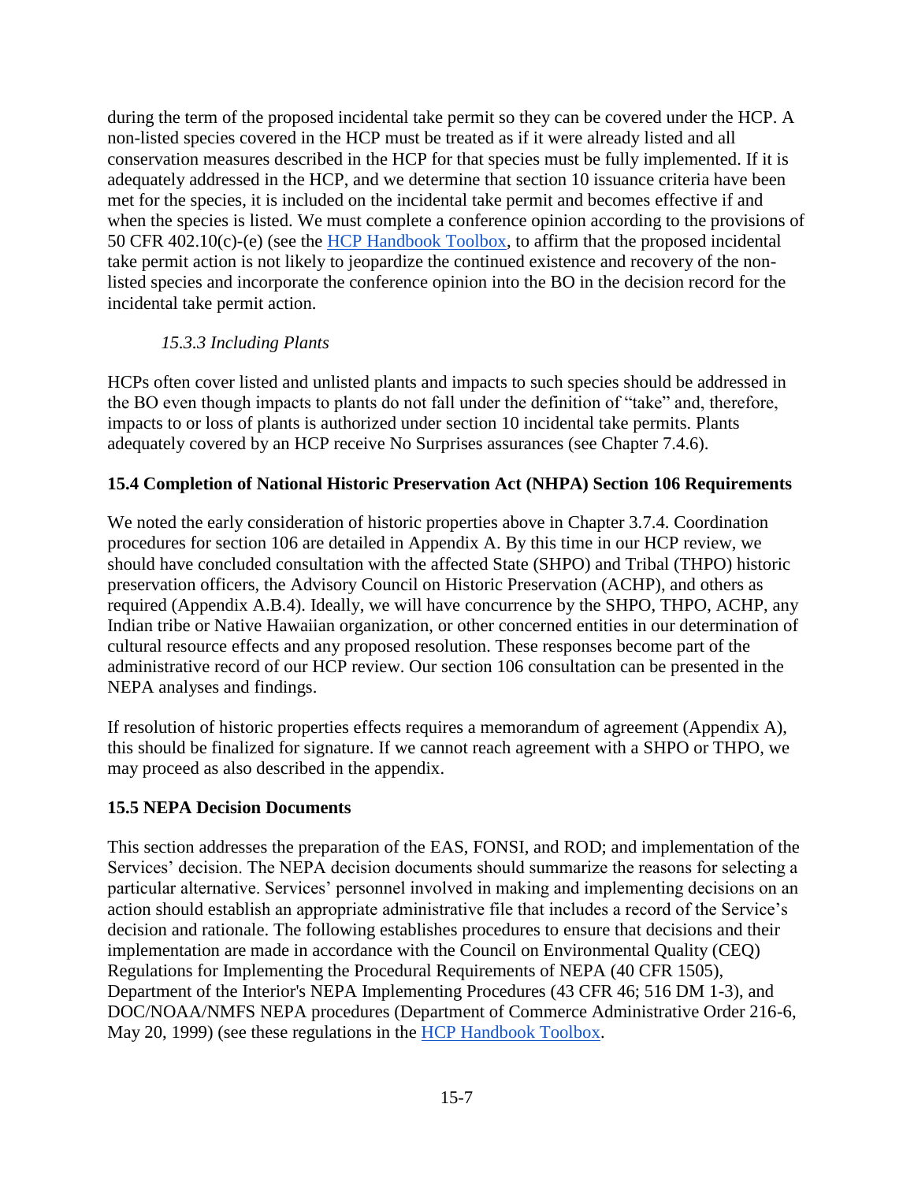during the term of the proposed incidental take permit so they can be covered under the HCP. A non-listed species covered in the HCP must be treated as if it were already listed and all conservation measures described in the HCP for that species must be fully implemented. If it is adequately addressed in the HCP, and we determine that section 10 issuance criteria have been met for the species, it is included on the incidental take permit and becomes effective if and when the species is listed. We must complete a conference opinion according to the provisions of 50 CFR 402.10(c)-(e) (see the HCP Handbook Toolbox, to affirm that the proposed incidental take permit action is not likely to jeopardize the continued existence and recovery of the non-listed species and incorporate the conference opinion into the BO in the decision record for the incidental take permit action.

### *15.3.3 Including Plants*

HCPs often cover listed and unlisted plants and impacts to such species should be addressed in the BO even though impacts to plants do not fall under the definition of "take" and, therefore, impacts to or loss of plants is authorized under section 10 incidental take permits. Plants adequately covered by an HCP receive No Surprises assurances (see Chapter 7.4.6).

## **15.4 Completion of National Historic Preservation Act (NHPA) Section 106 Requirements**

We noted the early consideration of historic properties above in Chapter 3.7.4. Coordination procedures for section 106 are detailed in Appendix A. By this time in our HCP review, we should have concluded consultation with the affected State (SHPO) and Tribal (THPO) historic preservation officers, the Advisory Council on Historic Preservation (ACHP), and others as required (Appendix A.B.4). Ideally, we will have concurrence by the SHPO, THPO, ACHP, any Indian tribe or Native Hawaiian organization, or other concerned entities in our determination of cultural resource effects and any proposed resolution. These responses become part of the administrative record of our HCP review. Our section 106 consultation can be presented in the NEPA analyses and findings.

If resolution of historic properties effects requires a memorandum of agreement (Appendix A), this should be finalized for signature. If we cannot reach agreement with a SHPO or THPO, we may proceed as also described in the appendix.

## **15.5 NEPA Decision Documents**

This section addresses the preparation of the EAS, FONSI, and ROD; and implementation of the Services' decision. The NEPA decision documents should summarize the reasons for selecting a particular alternative. Services' personnel involved in making and implementing decisions on an action should establish an appropriate administrative file that includes a record of the Service's decision and rationale. The following establishes procedures to ensure that decisions and their implementation are made in accordance with the Council on Environmental Quality (CEQ) Regulations for Implementing the Procedural Requirements of NEPA (40 CFR 1505), Department of the Interior's NEPA Implementing Procedures (43 CFR 46; 516 DM 1-3), and DOC/NOAA/NMFS NEPA procedures (Department of Commerce Administrative Order 216-6, May 20, 1999) (see these regulations in the HCP Handbook Toolbox.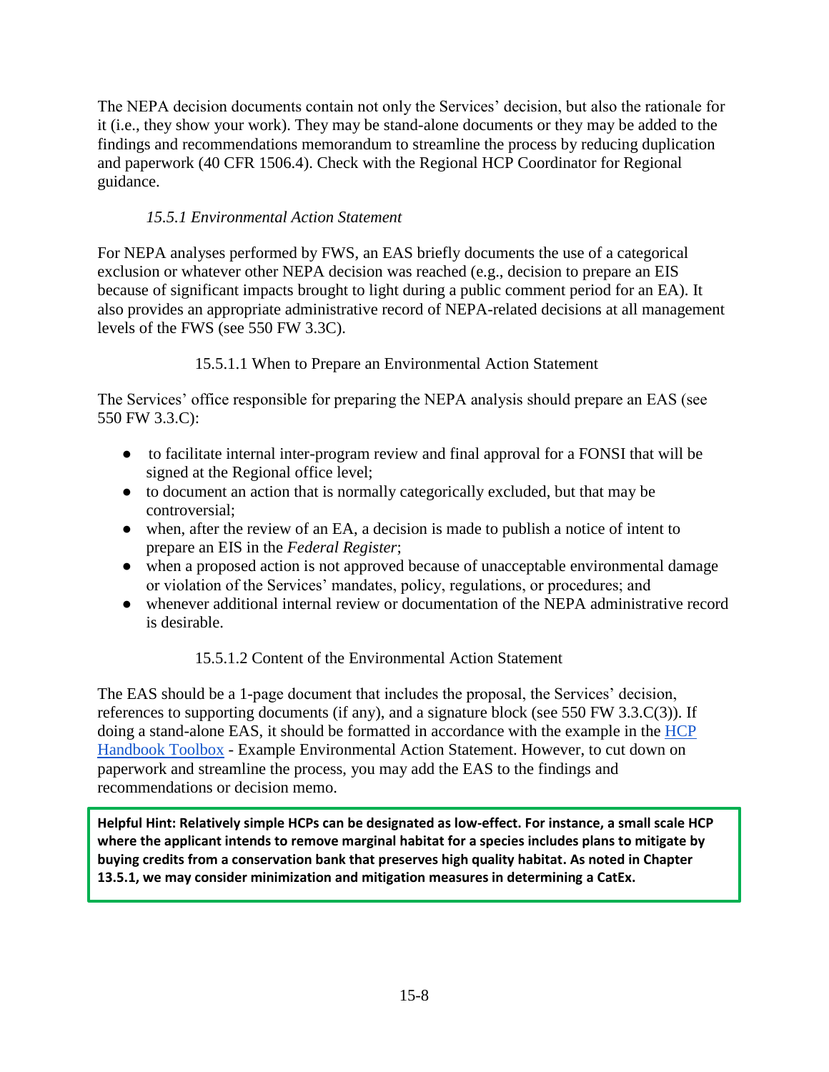The NEPA decision documents contain not only the Services' decision, but also the rationale for it (i.e., they show your work). They may be stand-alone documents or they may be added to the findings and recommendations memorandum to streamline the process by reducing duplication and paperwork (40 CFR 1506.4). Check with the Regional HCP Coordinator for Regional guidance.

### *15.5.1 Environmental Action Statement*

For NEPA analyses performed by FWS, an EAS briefly documents the use of a categorical exclusion or whatever other NEPA decision was reached (e.g., decision to prepare an EIS because of significant impacts brought to light during a public comment period for an EA). It also provides an appropriate administrative record of NEPA-related decisions at all management levels of the FWS (see 550 FW 3.3C).

#### 15.5.1.1 When to Prepare an Environmental Action Statement

The Services' office responsible for preparing the NEPA analysis should prepare an EAS (see 550 FW 3.3.C):

- to facilitate internal inter-program review and final approval for a FONSI that will be signed at the Regional office level;
- to document an action that is normally categorically excluded, but that may be controversial;
- when, after the review of an EA, a decision is made to publish a notice of intent to prepare an EIS in the *Federal Register*;
- when a proposed action is not approved because of unacceptable environmental damage or violation of the Services' mandates, policy, regulations, or procedures; and
- whenever additional internal review or documentation of the NEPA administrative record is desirable.

#### 15.5.1.2 Content of the Environmental Action Statement

The EAS should be a 1-page document that includes the proposal, the Services' decision, references to supporting documents (if any), and a signature block (see 550 FW 3.3.C(3)). If doing a stand-alone EAS, it should be formatted in accordance with the example in the HCP Handbook Toolbox - Example Environmental Action Statement. However, to cut down on paperwork and streamline the process, you may add the EAS to the findings and recommendations or decision memo.

**Helpful Hint: Relatively simple HCPs can be designated as low-effect. For instance, a small scale HCP where the applicant intends to remove marginal habitat for a species includes plans to mitigate by buying credits from a conservation bank that preserves high quality habitat. As noted in Chapter 13.5.1, we may consider minimization and mitigation measures in determining a CatEx.**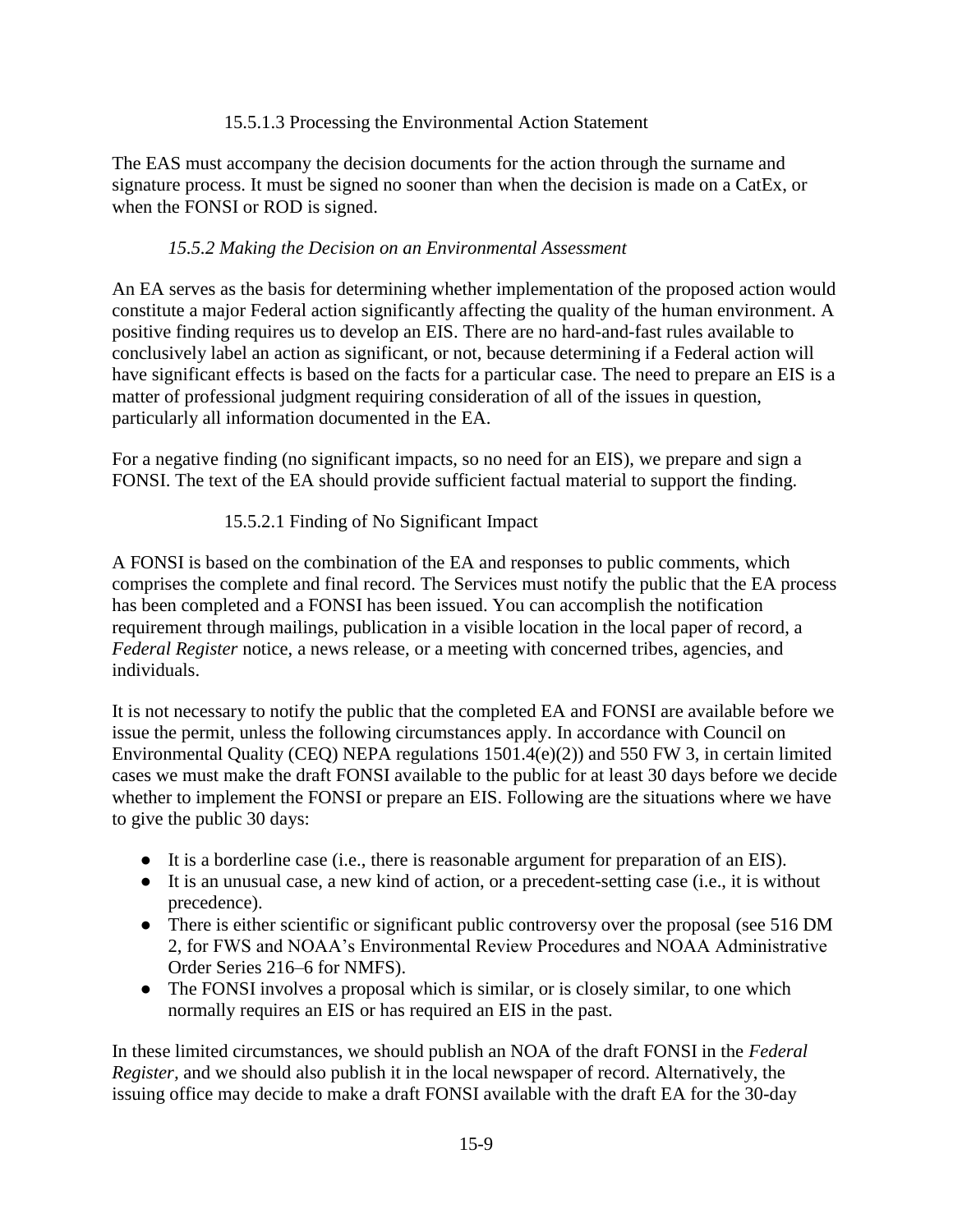#### 15.5.1.3 Processing the Environmental Action Statement

The EAS must accompany the decision documents for the action through the surname and signature process. It must be signed no sooner than when the decision is made on a CatEx, or when the FONSI or ROD is signed.

### *15.5.2 Making the Decision on an Environmental Assessment*

An EA serves as the basis for determining whether implementation of the proposed action would constitute a major Federal action significantly affecting the quality of the human environment. A positive finding requires us to develop an EIS. There are no hard-and-fast rules available to conclusively label an action as significant, or not, because determining if a Federal action will have significant effects is based on the facts for a particular case. The need to prepare an EIS is a matter of professional judgment requiring consideration of all of the issues in question, particularly all information documented in the EA.

For a negative finding (no significant impacts, so no need for an EIS), we prepare and sign a FONSI. The text of the EA should provide sufficient factual material to support the finding.

#### 15.5.2.1 Finding of No Significant Impact

A FONSI is based on the combination of the EA and responses to public comments, which comprises the complete and final record. The Services must notify the public that the EA process has been completed and a FONSI has been issued. You can accomplish the notification requirement through mailings, publication in a visible location in the local paper of record, a *Federal Register* notice, a news release, or a meeting with concerned tribes, agencies, and individuals.

It is not necessary to notify the public that the completed EA and FONSI are available before we issue the permit, unless the following circumstances apply. In accordance with Council on Environmental Quality (CEQ) NEPA regulations 1501.4(e)(2)) and 550 FW 3, in certain limited cases we must make the draft FONSI available to the public for at least 30 days before we decide whether to implement the FONSI or prepare an EIS. Following are the situations where we have to give the public 30 days:

- It is a borderline case (i.e., there is reasonable argument for preparation of an EIS).
- It is an unusual case, a new kind of action, or a precedent-setting case (i.e., it is without precedence).
- There is either scientific or significant public controversy over the proposal (see 516 DM 2, for FWS and NOAA's Environmental Review Procedures and NOAA Administrative Order Series 216–6 for NMFS).
- The FONSI involves a proposal which is similar, or is closely similar, to one which normally requires an EIS or has required an EIS in the past.

In these limited circumstances, we should publish an NOA of the draft FONSI in the *Federal Register*, and we should also publish it in the local newspaper of record. Alternatively, the issuing office may decide to make a draft FONSI available with the draft EA for the 30-day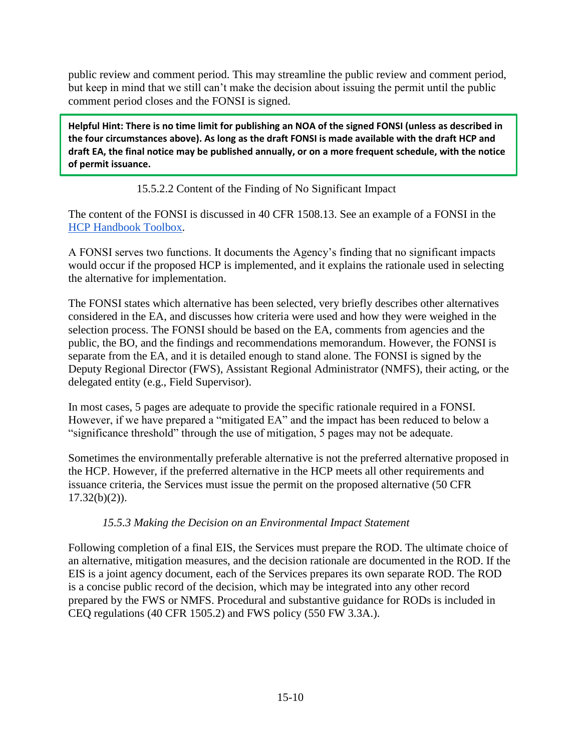public review and comment period. This may streamline the public review and comment period, but keep in mind that we still can't make the decision about issuing the permit until the public comment period closes and the FONSI is signed.

> **Helpful Hint: There is no time limit for publishing an NOA of the signed FONSI (unless as described in the four circumstances above). As long as the draft FONSI is made available with the draft HCP and draft EA, the final notice may be published annually, or on a more frequent schedule, with the notice of permit issuance.**

#### 15.5.2.2 Content of the Finding of No Significant Impact

The content of the FONSI is discussed in 40 CFR 1508.13. See an example of a FONSI in the HCP Handbook Toolbox.

A FONSI serves two functions. It documents the Agency's finding that no significant impacts would occur if the proposed HCP is implemented, and it explains the rationale used in selecting the alternative for implementation.

The FONSI states which alternative has been selected, very briefly describes other alternatives considered in the EA, and discusses how criteria were used and how they were weighed in the selection process. The FONSI should be based on the EA, comments from agencies and the public, the BO, and the findings and recommendations memorandum. However, the FONSI is separate from the EA, and it is detailed enough to stand alone. The FONSI is signed by the Deputy Regional Director (FWS), Assistant Regional Administrator (NMFS), their acting, or the delegated entity (e.g., Field Supervisor).

In most cases, 5 pages are adequate to provide the specific rationale required in a FONSI. However, if we have prepared a "mitigated EA" and the impact has been reduced to below a "significance threshold" through the use of mitigation, 5 pages may not be adequate.

Sometimes the environmentally preferable alternative is not the preferred alternative proposed in the HCP. However, if the preferred alternative in the HCP meets all other requirements and issuance criteria, the Services must issue the permit on the proposed alternative (50 CFR 17.32(b)(2)).

### *15.5.3 Making the Decision on an Environmental Impact Statement*

Following completion of a final EIS, the Services must prepare the ROD. The ultimate choice of an alternative, mitigation measures, and the decision rationale are documented in the ROD. If the EIS is a joint agency document, each of the Services prepares its own separate ROD. The ROD is a concise public record of the decision, which may be integrated into any other record prepared by the FWS or NMFS. Procedural and substantive guidance for RODs is included in CEQ regulations (40 CFR 1505.2) and FWS policy (550 FW 3.3A.).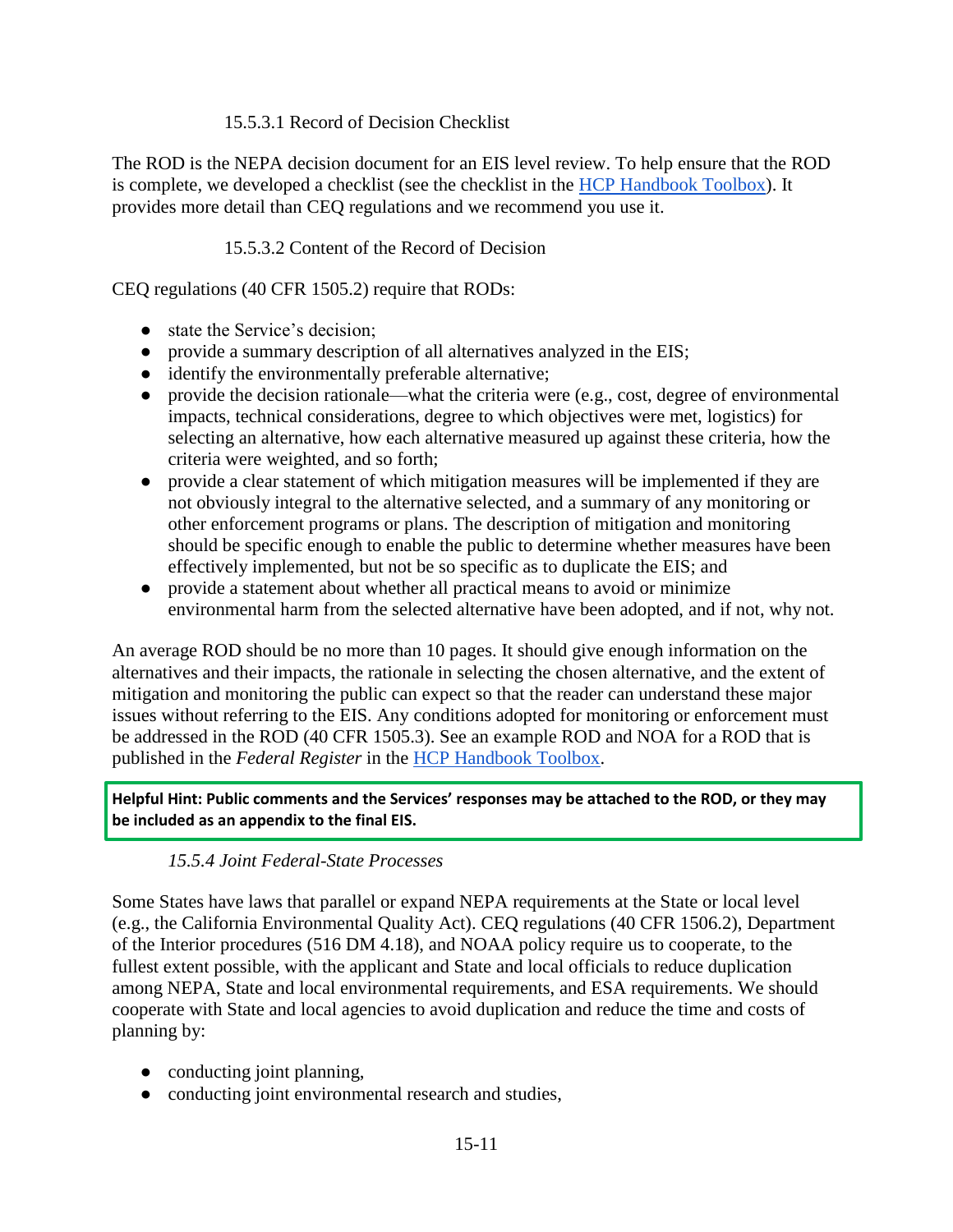#### 15.5.3.1 Record of Decision Checklist

The ROD is the NEPA decision document for an EIS level review. To help ensure that the ROD is complete, we developed a checklist (see the checklist in the [HCP Handbook Toolbox]). It provides more detail than CEQ regulations and we recommend you use it.

#### 15.5.3.2 Content of the Record of Decision

CEQ regulations (40 CFR 1505.2) require that RODs:

- state the Service's decision;
- provide a summary description of all alternatives analyzed in the EIS;
- identify the environmentally preferable alternative;
- provide the decision rationale—what the criteria were (e.g., cost, degree of environmental impacts, technical considerations, degree to which objectives were met, logistics) for selecting an alternative, how each alternative measured up against these criteria, how the criteria were weighted, and so forth;
- provide a clear statement of which mitigation measures will be implemented if they are not obviously integral to the alternative selected, and a summary of any monitoring or other enforcement programs or plans. The description of mitigation and monitoring should be specific enough to enable the public to determine whether measures have been effectively implemented, but not be so specific as to duplicate the EIS; and
- provide a statement about whether all practical means to avoid or minimize environmental harm from the selected alternative have been adopted, and if not, why not.

An average ROD should be no more than 10 pages. It should give enough information on the alternatives and their impacts, the rationale in selecting the chosen alternative, and the extent of mitigation and monitoring the public can expect so that the reader can understand these major issues without referring to the EIS. Any conditions adopted for monitoring or enforcement must be addressed in the ROD (40 CFR 1505.3). See an example ROD and NOA for a ROD that is published in the *Federal Register* in the [HCP Handbook Toolbox].

**Helpful Hint: Public comments and the Services' responses may be attached to the ROD, or they may be included as an appendix to the final EIS.**

### *15.5.4 Joint Federal-State Processes*

Some States have laws that parallel or expand NEPA requirements at the State or local level (e.g., the California Environmental Quality Act). CEQ regulations (40 CFR 1506.2), Department of the Interior procedures (516 DM 4.18), and NOAA policy require us to cooperate, to the fullest extent possible, with the applicant and State and local officials to reduce duplication among NEPA, State and local environmental requirements, and ESA requirements. We should cooperate with State and local agencies to avoid duplication and reduce the time and costs of planning by:

- conducting joint planning,
- conducting joint environmental research and studies,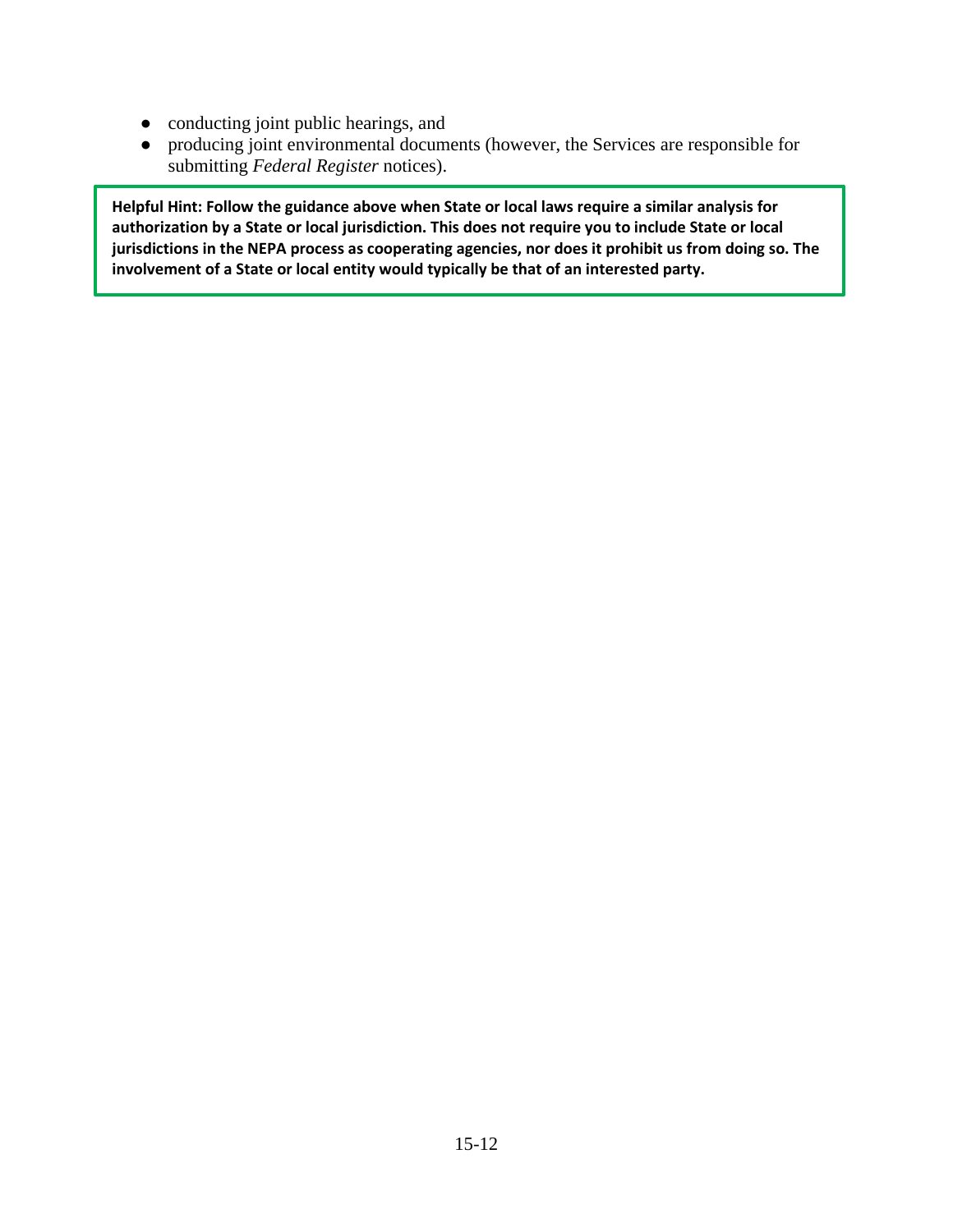- conducting joint public hearings, and
- producing joint environmental documents (however, the Services are responsible for submitting *Federal Register* notices).

**Helpful Hint: Follow the guidance above when State or local laws require a similar analysis for authorization by a State or local jurisdiction. This does not require you to include State or local jurisdictions in the NEPA process as cooperating agencies, nor does it prohibit us from doing so. The involvement of a State or local entity would typically be that of an interested party.**